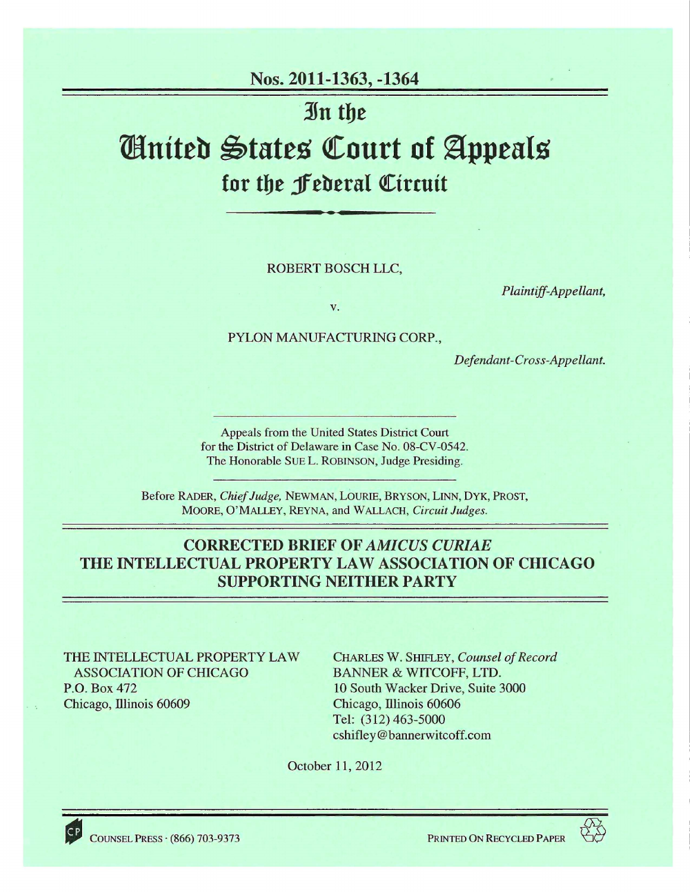**Nos. 2011-1363, -1364**

# In the United States Court of Appeals for the Federal Circuit

ROBERT BOSCH LLC,

*Plaintiff-Appellant,*

v.

PYLON MANUFACTURING CORP.,

*Defendant-Cross-Appellant.*

Appeals from the United States District Court for the District of Delaware in Case No. 08-CV-0542. The Honorable SUE L. ROBINSON, Judge Presiding.

Before RADER, *Chief Judge,* NEWMAN, LOURIE, BRYSON, LINN, DYK, PROST, MOORE, O'MALLEY, REYNA, and WALLACH, *Circuit Judges.*

## CORRECTED BRIEF OF *AMICUS CURIAE* THE INTELLECTUAL PROPERTY LAW ASSOCIATION OF CHICAGO SUPPORTING NEITHER PARTY

THE INTELLECTUAL PROPERTY LAW ASSOCIATION OF CHICAGO
P.O. Box 472
Chicago, Illinois 60609

CHARLES W. SHIFLEY, *Counsel of Record*
BANNER & WITCOFF, LTD.
10 South Wacker Drive, Suite 3000
Chicago, Illinois 60606
Tel: (312) 463-5000
cshifley@bannerwitcoff.com

October 11, 2012

COUNSEL PRESS · (866) 703-9373

PRINTED ON RECYCLED PAPER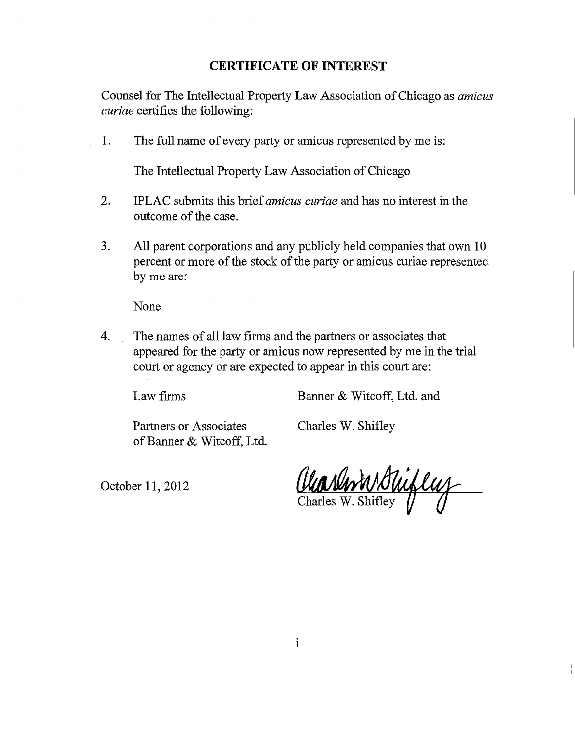## CERTIFICATE OF INTEREST

Counsel for The Intellectual Property Law Association of Chicago as *amicus curiae* certifies the following:

1. The full name of every party or amicus represented by me is:

   The Intellectual Property Law Association of Chicago

2. IPLAC submits this brief *amicus curiae* and has no interest in the outcome of the case.

3. All parent corporations and any publicly held companies that own 10 percent or more of the stock of the party or amicus curiae represented by me are:

   None

4. The names of all law firms and the partners or associates that appeared for the party or amicus now represented by me in the trial court or agency or are expected to appear in this court are:

| | |
|---|---|
| Law firms | Banner & Witcoff, Ltd. and |
| Partners or Associates of Banner & Witcoff, Ltd. | Charles W. Shifley |

October 11, 2012

Charles W. Shifley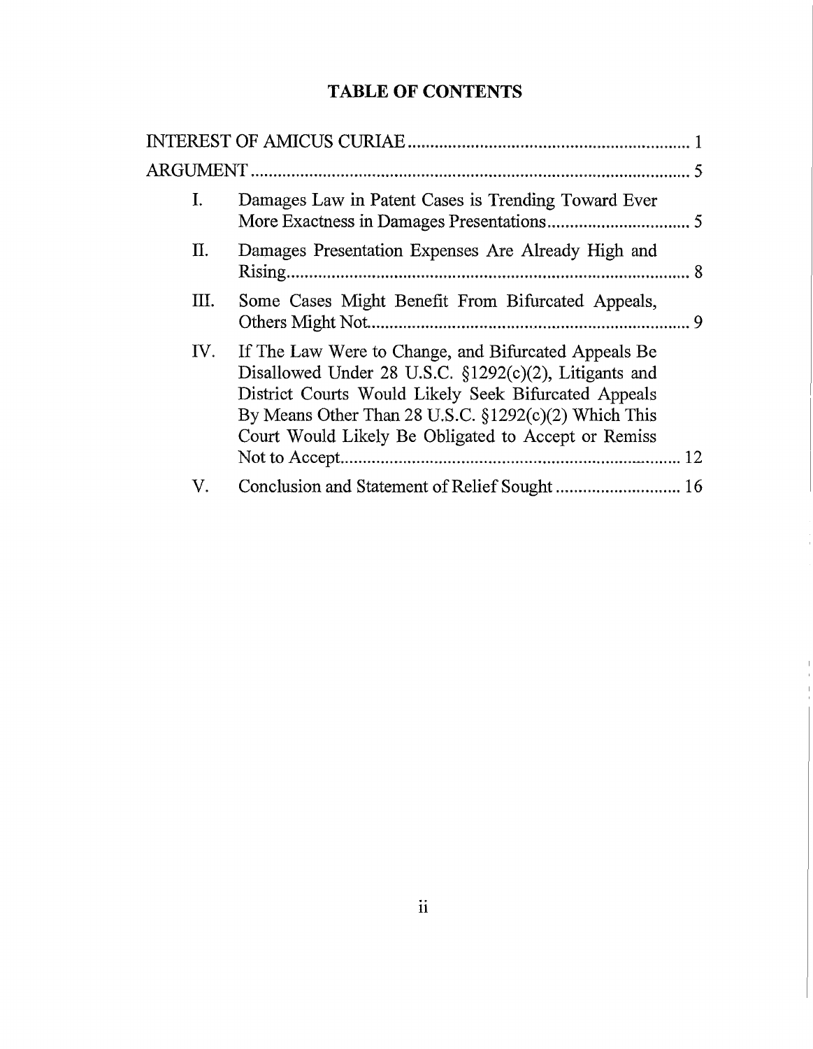# TABLE OF CONTENTS

INTEREST OF AMICUS CURIAE .................................................................. 1

ARGUMENT .................................................................................................. 5

I. Damages Law in Patent Cases is Trending Toward Ever More Exactness in Damages Presentations ................................ 5

II. Damages Presentation Expenses Are Already High and Rising ........................................................................................ 8

III. Some Cases Might Benefit From Bifurcated Appeals, Others Might Not ........................................................................ 9

IV. If The Law Were to Change, and Bifurcated Appeals Be Disallowed Under 28 U.S.C. §1292(c)(2), Litigants and District Courts Would Likely Seek Bifurcated Appeals By Means Other Than 28 U.S.C. §1292(c)(2) Which This Court Would Likely Be Obligated to Accept or Remiss Not to Accept ........................................................................... 12

V. Conclusion and Statement of Relief Sought ............................ 16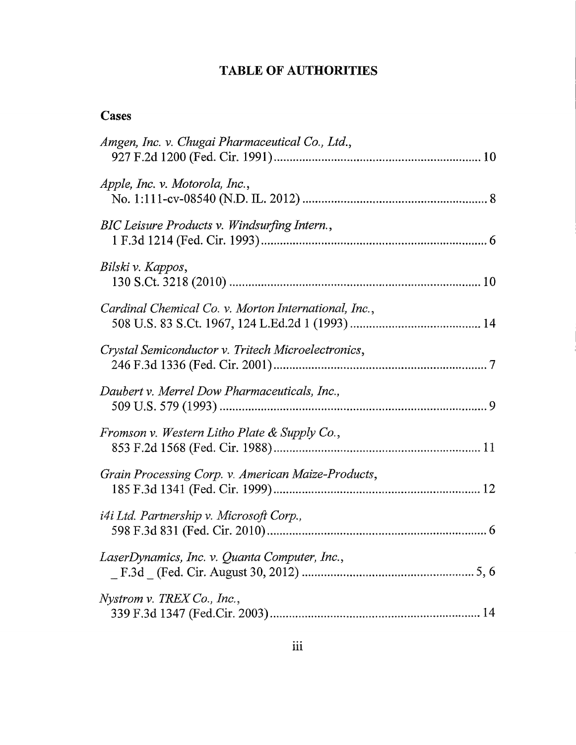# TABLE OF AUTHORITIES

## Cases

*Amgen, Inc. v. Chugai Pharmaceutical Co., Ltd.*,
927 F.2d 1200 (Fed. Cir. 1991) ................................................................ 10

*Apple, Inc. v. Motorola, Inc.*,
No. 1:111-cv-08540 (N.D. IL. 2012) ......................................................... 8

*BIC Leisure Products v. Windsurfing Intern.*,
1 F.3d 1214 (Fed. Cir. 1993) ...................................................................... 6

*Bilski v. Kappos*,
130 S.Ct. 3218 (2010) .............................................................................. 10

*Cardinal Chemical Co. v. Morton International, Inc.*,
508 U.S. 83 S.Ct. 1967, 124 L.Ed.2d 1 (1993) ........................................ 14

*Crystal Semiconductor v. Tritech Microelectronics*,
246 F.3d 1336 (Fed. Cir. 2001) .................................................................. 7

*Daubert v. Merrel Dow Pharmaceuticals, Inc.*,
509 U.S. 579 (1993) ................................................................................... 9

*Fromson v. Western Litho Plate & Supply Co.*,
853 F.2d 1568 (Fed. Cir. 1988) ................................................................ 11

*Grain Processing Corp. v. American Maize-Products*,
185 F.3d 1341 (Fed. Cir. 1999) ................................................................ 12

*i4i Ltd. Partnership v. Microsoft Corp.*,
598 F.3d 831 (Fed. Cir. 2010) .................................................................... 6

*LaserDynamics, Inc. v. Quanta Computer, Inc.*,
_ F.3d _ (Fed. Cir. August 30, 2012) .................................................... 5, 6

*Nystrom v. TREX Co., Inc.*,
339 F.3d 1347 (Fed.Cir. 2003) ................................................................. 14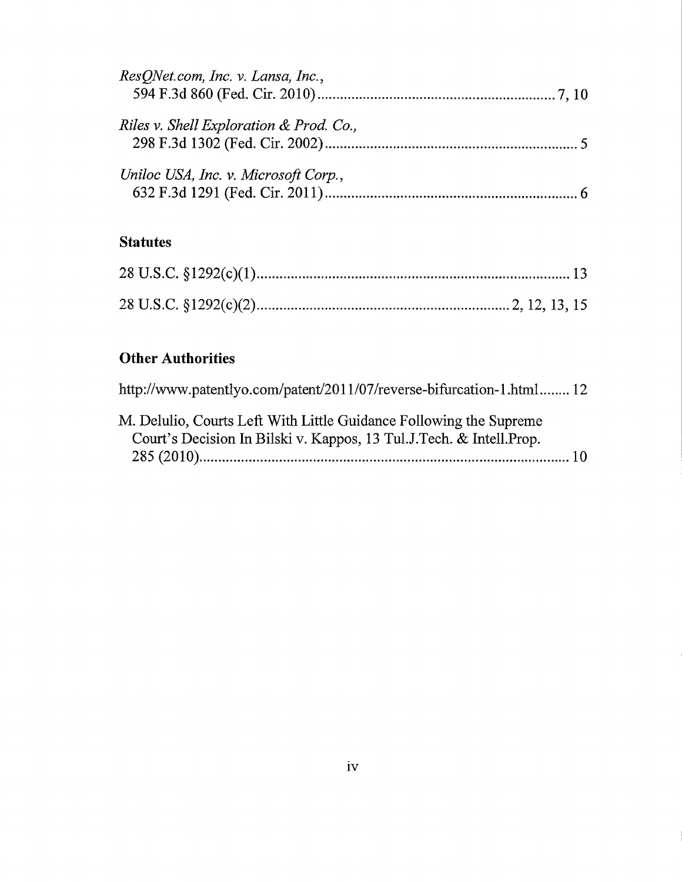*ResQNet.com, Inc. v. Lansa, Inc.*,
594 F.3d 860 (Fed. Cir. 2010) .............................................................. 7, 10

*Riles v. Shell Exploration & Prod. Co.*,
298 F.3d 1302 (Fed. Cir. 2002) .................................................................. 5

*Uniloc USA, Inc. v. Microsoft Corp.*,
632 F.3d 1291 (Fed. Cir. 2011) .................................................................. 6

## Statutes

28 U.S.C. §1292(c)(1) ................................................................................ 13

28 U.S.C. §1292(c)(2) ................................................................ 2, 12, 13, 15

## Other Authorities

http://www.patentlyo.com/patent/2011/07/reverse-bifurcation-1.html ........ 12

M. Delulio, Courts Left With Little Guidance Following the Supreme Court's Decision In Bilski v. Kappos, 13 Tul.J.Tech. & Intell.Prop. 285 (2010) ................................................................................................ 10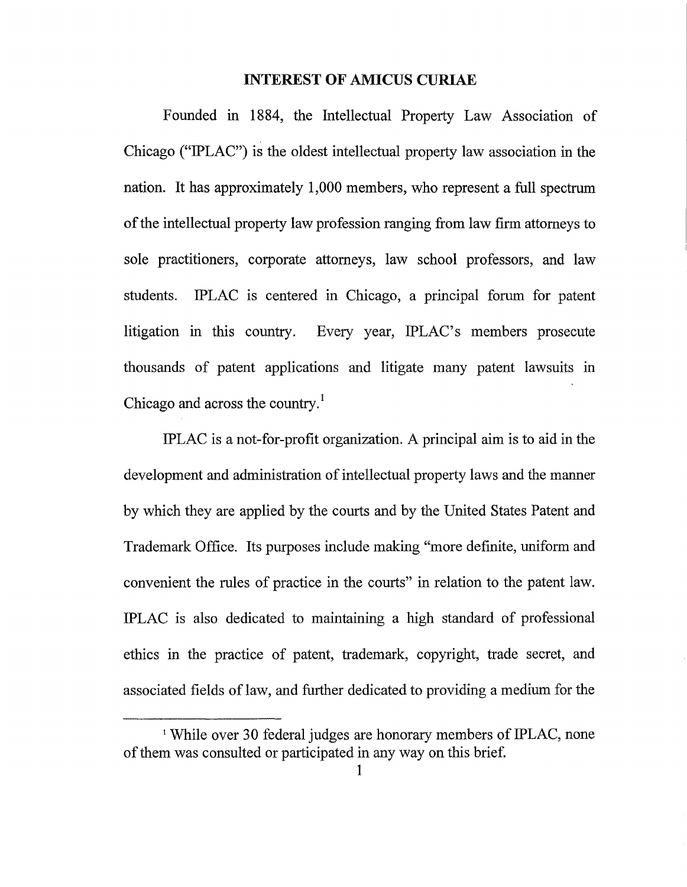## INTEREST OF AMICUS CURIAE

Founded in 1884, the Intellectual Property Law Association of Chicago ("IPLAC") is the oldest intellectual property law association in the nation. It has approximately 1,000 members, who represent a full spectrum of the intellectual property law profession ranging from law firm attorneys to sole practitioners, corporate attorneys, law school professors, and law students. IPLAC is centered in Chicago, a principal forum for patent litigation in this country. Every year, IPLAC's members prosecute thousands of patent applications and litigate many patent lawsuits in Chicago and across the country.[1]

IPLAC is a not-for-profit organization. A principal aim is to aid in the development and administration of intellectual property laws and the manner by which they are applied by the courts and by the United States Patent and Trademark Office. Its purposes include making "more definite, uniform and convenient the rules of practice in the courts" in relation to the patent law. IPLAC is also dedicated to maintaining a high standard of professional ethics in the practice of patent, trademark, copyright, trade secret, and associated fields of law, and further dedicated to providing a medium for the

[1] While over 30 federal judges are honorary members of IPLAC, none of them was consulted or participated in any way on this brief.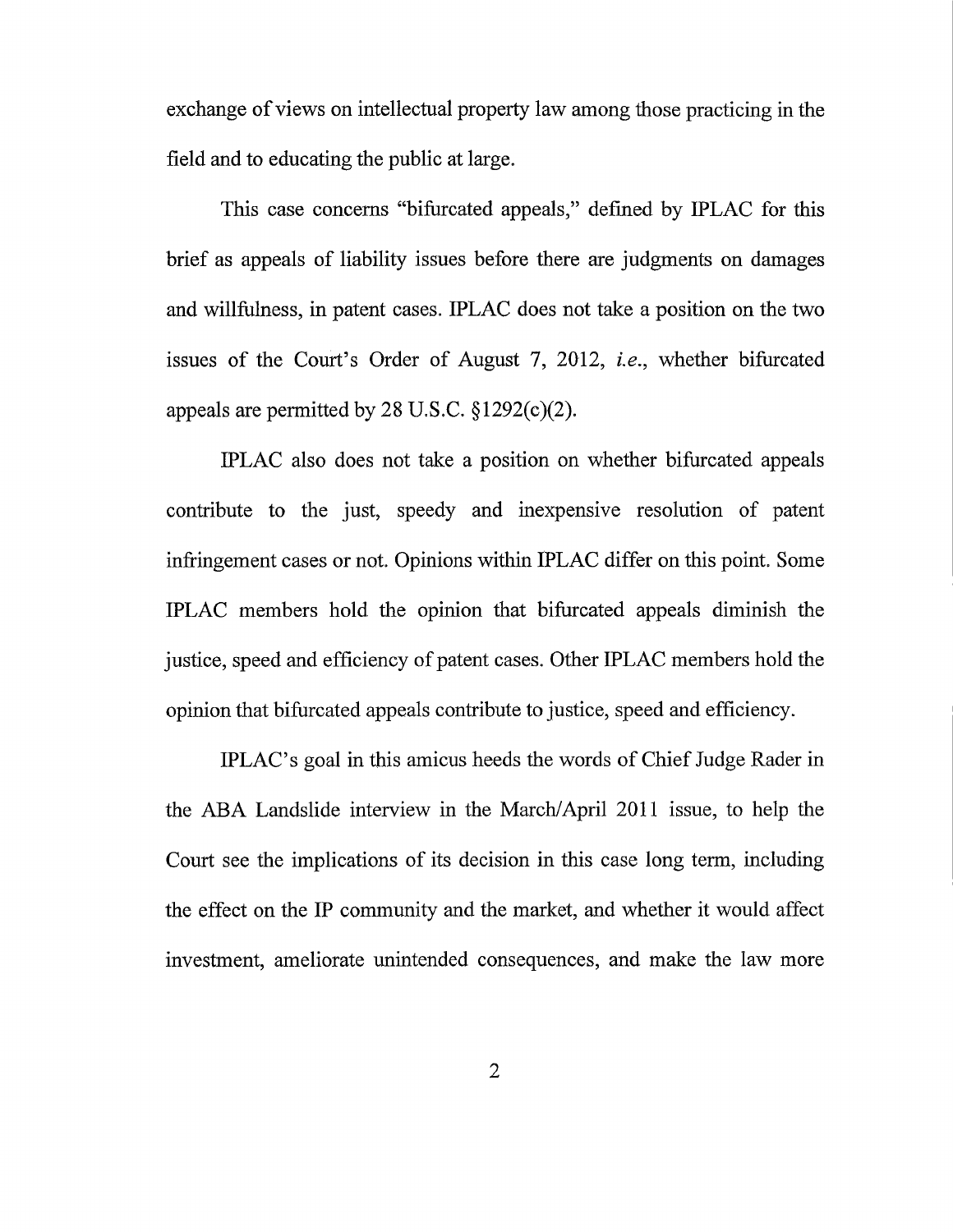exchange of views on intellectual property law among those practicing in the field and to educating the public at large.

This case concerns "bifurcated appeals," defined by IPLAC for this brief as appeals of liability issues before there are judgments on damages and willfulness, in patent cases. IPLAC does not take a position on the two issues of the Court's Order of August 7, 2012, *i.e.*, whether bifurcated appeals are permitted by 28 U.S.C. §1292(c)(2).

IPLAC also does not take a position on whether bifurcated appeals contribute to the just, speedy and inexpensive resolution of patent infringement cases or not. Opinions within IPLAC differ on this point. Some IPLAC members hold the opinion that bifurcated appeals diminish the justice, speed and efficiency of patent cases. Other IPLAC members hold the opinion that bifurcated appeals contribute to justice, speed and efficiency.

IPLAC's goal in this amicus heeds the words of Chief Judge Rader in the ABA Landslide interview in the March/April 2011 issue, to help the Court see the implications of its decision in this case long term, including the effect on the IP community and the market, and whether it would affect investment, ameliorate unintended consequences, and make the law more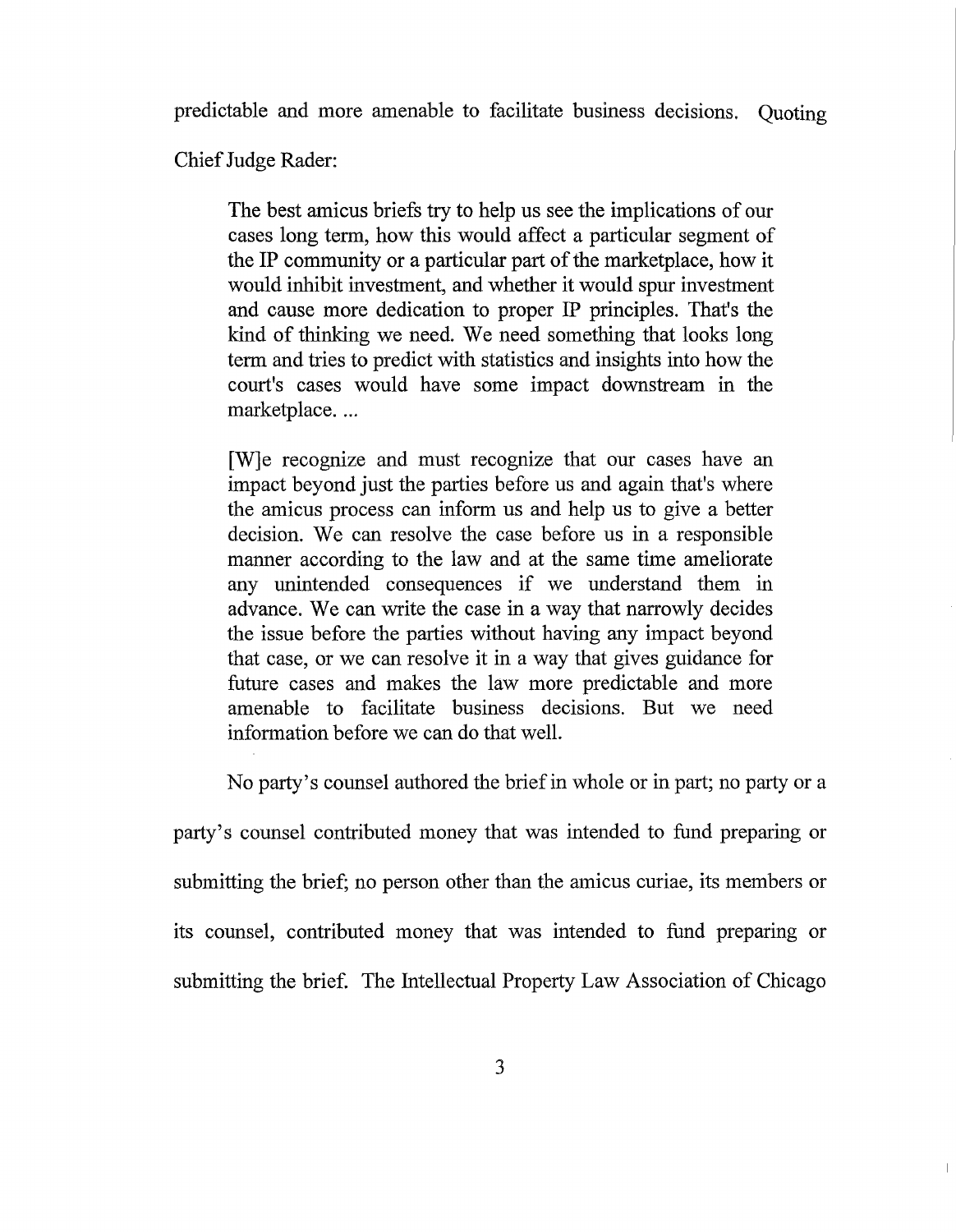predictable and more amenable to facilitate business decisions. Quoting Chief Judge Rader:

> The best amicus briefs try to help us see the implications of our cases long term, how this would affect a particular segment of the IP community or a particular part of the marketplace, how it would inhibit investment, and whether it would spur investment and cause more dedication to proper IP principles. That's the kind of thinking we need. We need something that looks long term and tries to predict with statistics and insights into how the court's cases would have some impact downstream in the marketplace. ...
>
> [W]e recognize and must recognize that our cases have an impact beyond just the parties before us and again that's where the amicus process can inform us and help us to give a better decision. We can resolve the case before us in a responsible manner according to the law and at the same time ameliorate any unintended consequences if we understand them in advance. We can write the case in a way that narrowly decides the issue before the parties without having any impact beyond that case, or we can resolve it in a way that gives guidance for future cases and makes the law more predictable and more amenable to facilitate business decisions. But we need information before we can do that well.

No party's counsel authored the brief in whole or in part; no party or a party's counsel contributed money that was intended to fund preparing or submitting the brief; no person other than the amicus curiae, its members or its counsel, contributed money that was intended to fund preparing or submitting the brief. The Intellectual Property Law Association of Chicago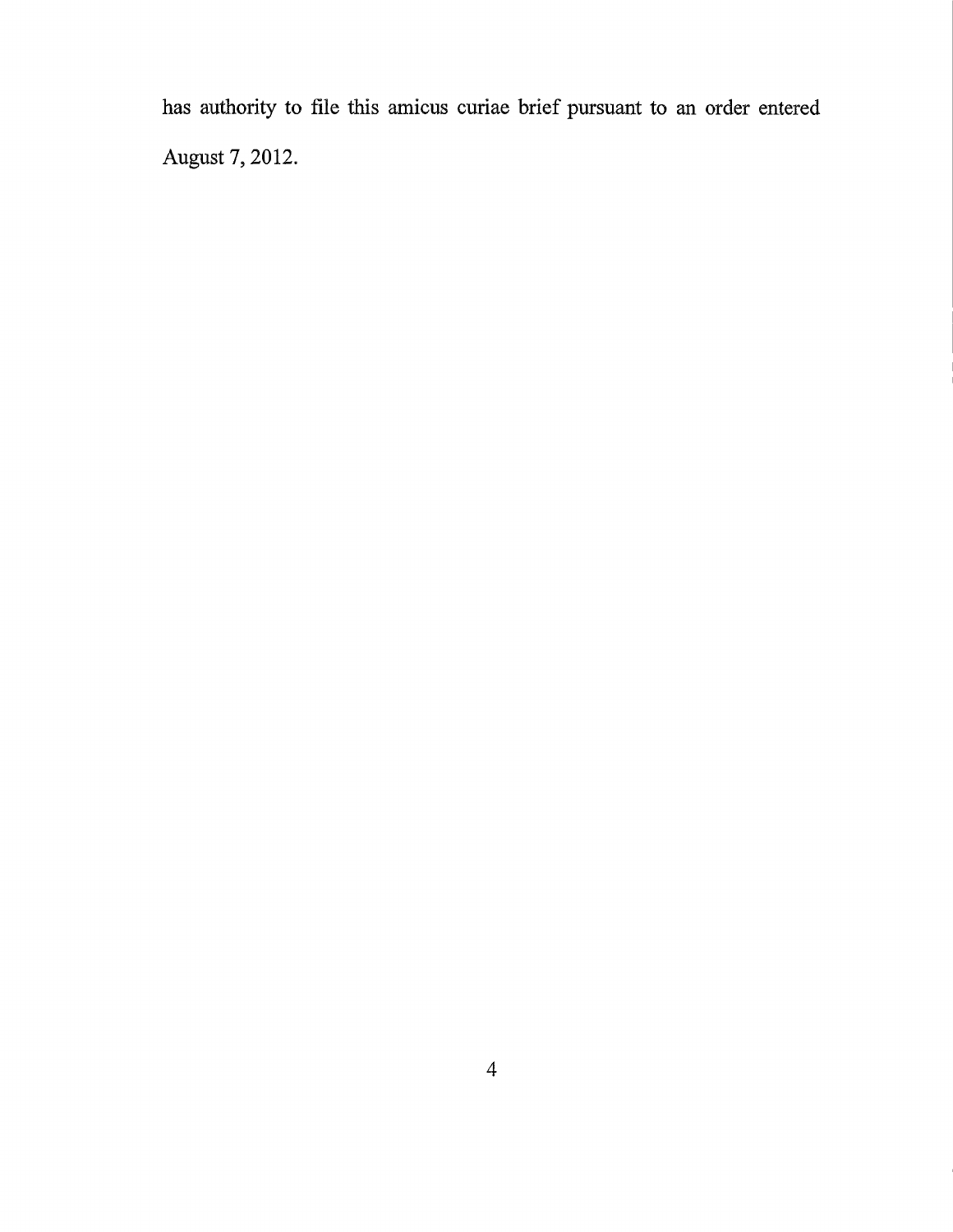has authority to file this amicus curiae brief pursuant to an order entered August 7, 2012.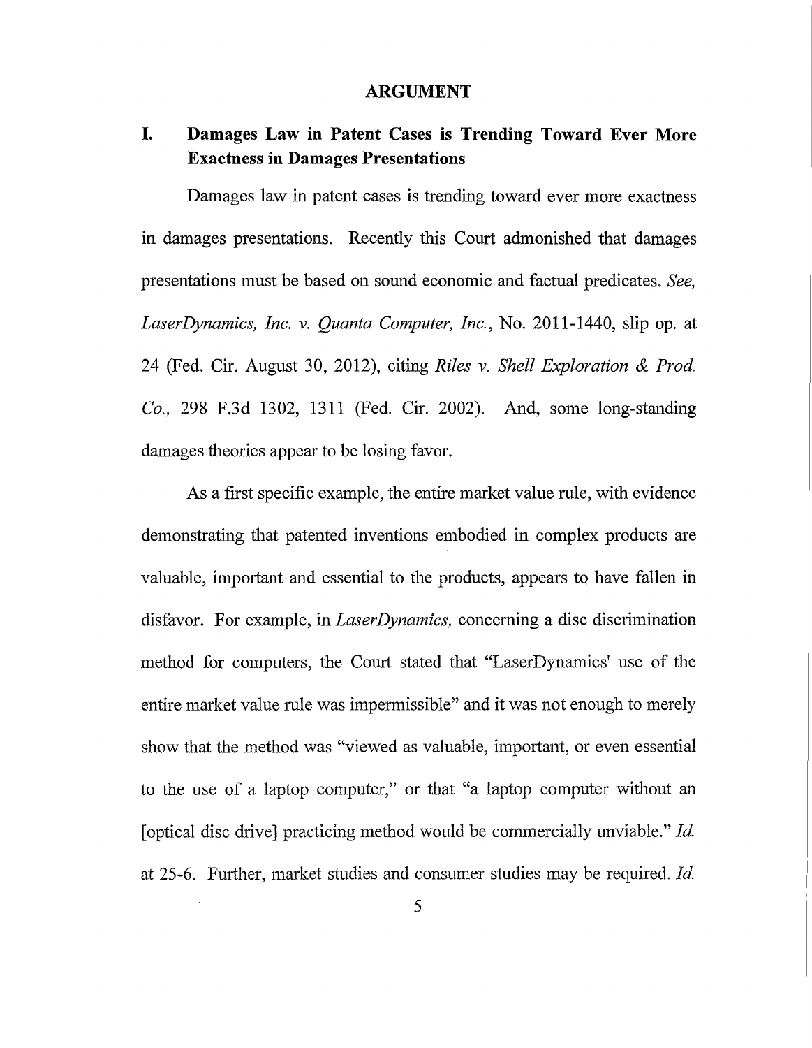## ARGUMENT

### I. Damages Law in Patent Cases is Trending Toward Ever More Exactness in Damages Presentations

Damages law in patent cases is trending toward ever more exactness in damages presentations. Recently this Court admonished that damages presentations must be based on sound economic and factual predicates. *See, LaserDynamics, Inc. v. Quanta Computer, Inc.*, No. 2011-1440, slip op. at 24 (Fed. Cir. August 30, 2012), citing *Riles v. Shell Exploration & Prod. Co.,* 298 F.3d 1302, 1311 (Fed. Cir. 2002). And, some long-standing damages theories appear to be losing favor.

As a first specific example, the entire market value rule, with evidence demonstrating that patented inventions embodied in complex products are valuable, important and essential to the products, appears to have fallen in disfavor. For example, in *LaserDynamics,* concerning a disc discrimination method for computers, the Court stated that "LaserDynamics' use of the entire market value rule was impermissible" and it was not enough to merely show that the method was "viewed as valuable, important, or even essential to the use of a laptop computer," or that "a laptop computer without an [optical disc drive] practicing method would be commercially unviable." *Id.* at 25-6. Further, market studies and consumer studies may be required. *Id.*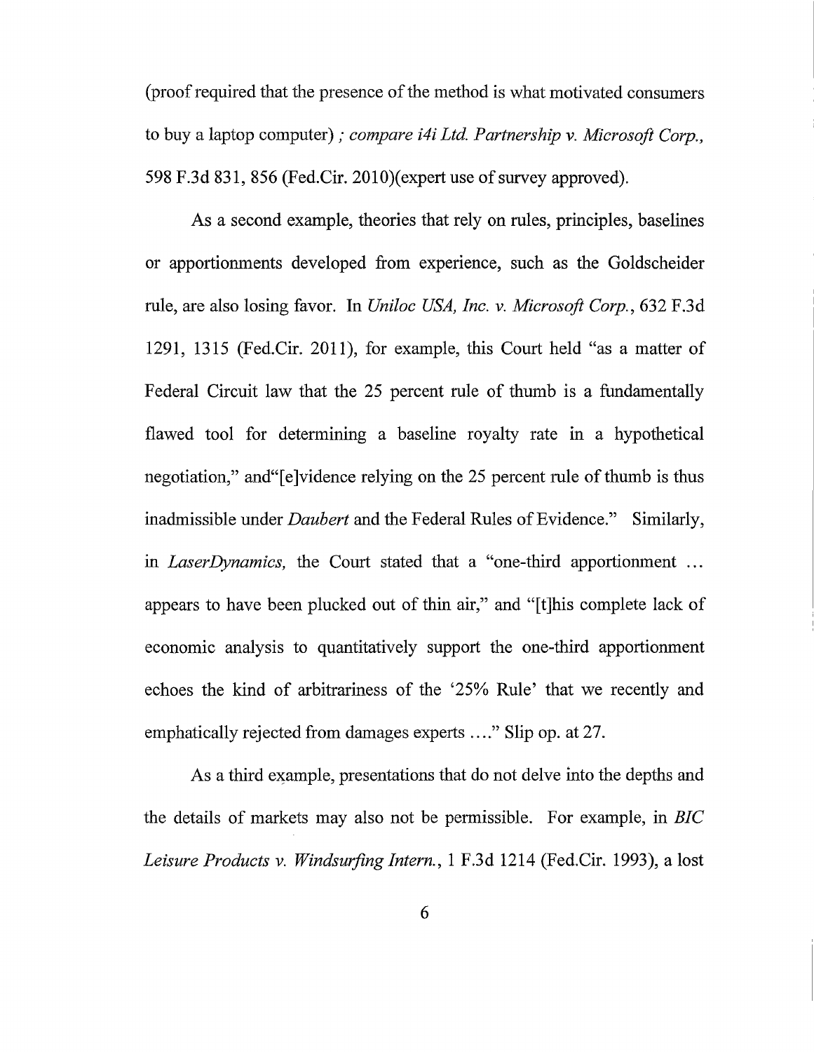(proof required that the presence of the method is what motivated consumers to buy a laptop computer) ; *compare i4i Ltd. Partnership v. Microsoft Corp.*, 598 F.3d 831, 856 (Fed.Cir. 2010)(expert use of survey approved).

As a second example, theories that rely on rules, principles, baselines or apportionments developed from experience, such as the Goldscheider rule, are also losing favor. In *Uniloc USA, Inc. v. Microsoft Corp.*, 632 F.3d 1291, 1315 (Fed.Cir. 2011), for example, this Court held "as a matter of Federal Circuit law that the 25 percent rule of thumb is a fundamentally flawed tool for determining a baseline royalty rate in a hypothetical negotiation," and"[e]vidence relying on the 25 percent rule of thumb is thus inadmissible under *Daubert* and the Federal Rules of Evidence." Similarly, in *LaserDynamics,* the Court stated that a "one-third apportionment ... appears to have been plucked out of thin air," and "[t]his complete lack of economic analysis to quantitatively support the one-third apportionment echoes the kind of arbitrariness of the '25% Rule' that we recently and emphatically rejected from damages experts ...." Slip op. at 27.

As a third example, presentations that do not delve into the depths and the details of markets may also not be permissible. For example, in *BIC Leisure Products v. Windsurfing Intern.*, 1 F.3d 1214 (Fed.Cir. 1993), a lost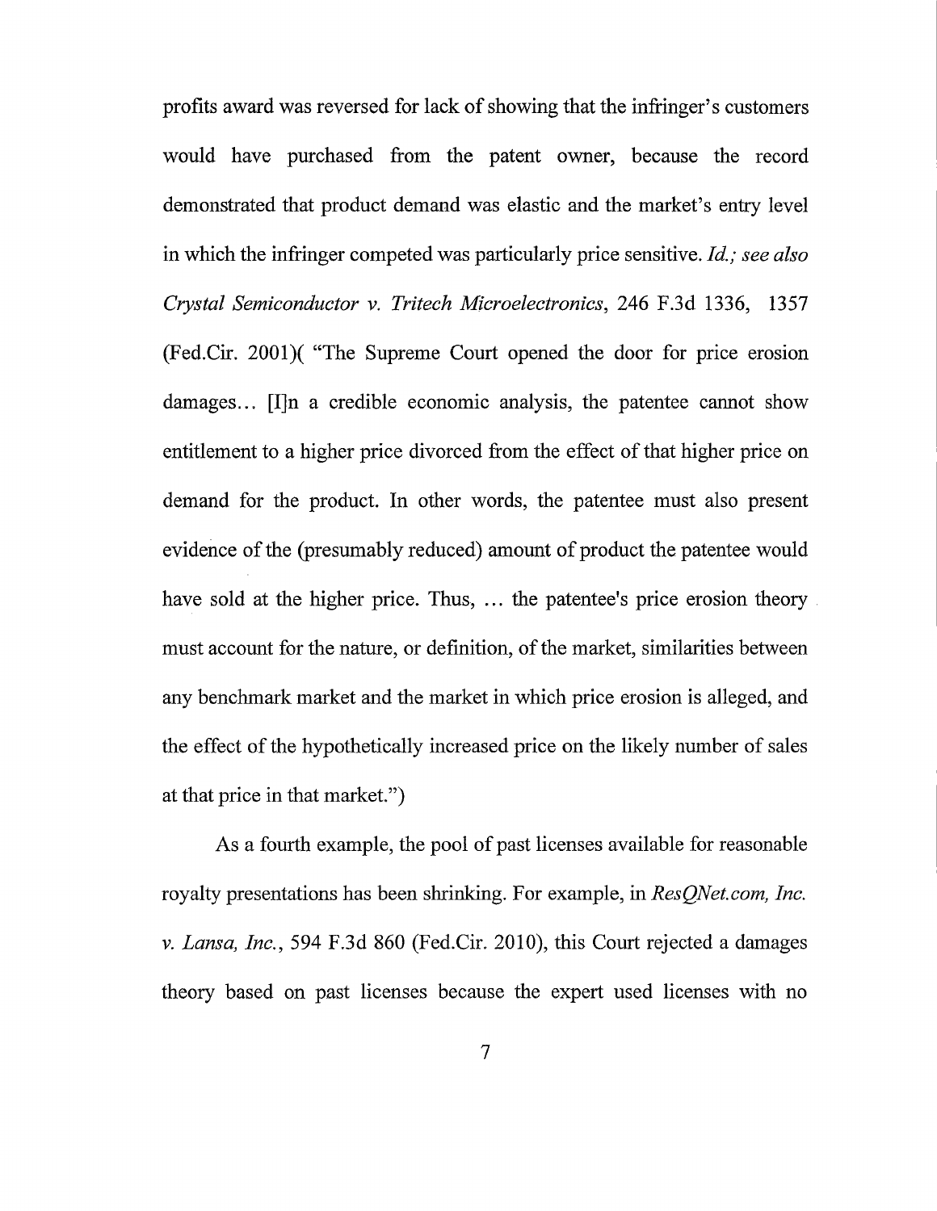profits award was reversed for lack of showing that the infringer's customers would have purchased from the patent owner, because the record demonstrated that product demand was elastic and the market's entry level in which the infringer competed was particularly price sensitive. *Id.; see also Crystal Semiconductor v. Tritech Microelectronics*, 246 F.3d 1336, 1357 (Fed.Cir. 2001)( "The Supreme Court opened the door for price erosion damages... [I]n a credible economic analysis, the patentee cannot show entitlement to a higher price divorced from the effect of that higher price on demand for the product. In other words, the patentee must also present evidence of the (presumably reduced) amount of product the patentee would have sold at the higher price. Thus, ... the patentee's price erosion theory must account for the nature, or definition, of the market, similarities between any benchmark market and the market in which price erosion is alleged, and the effect of the hypothetically increased price on the likely number of sales at that price in that market.")

As a fourth example, the pool of past licenses available for reasonable royalty presentations has been shrinking. For example, in *ResQNet.com, Inc. v. Lansa, Inc.*, 594 F.3d 860 (Fed.Cir. 2010), this Court rejected a damages theory based on past licenses because the expert used licenses with no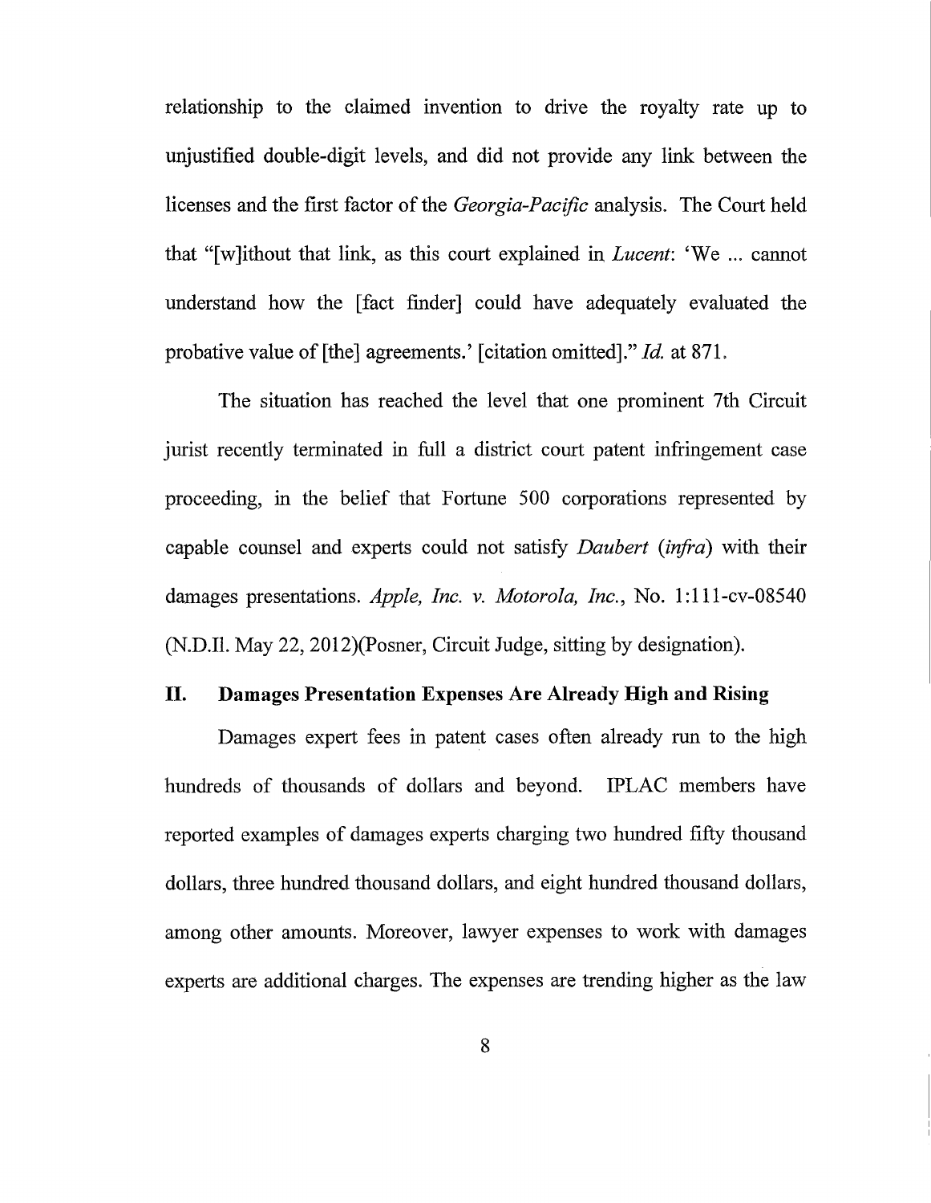relationship to the claimed invention to drive the royalty rate up to unjustified double-digit levels, and did not provide any link between the licenses and the first factor of the *Georgia-Pacific* analysis. The Court held that "[w]ithout that link, as this court explained in *Lucent*: 'We ... cannot understand how the [fact finder] could have adequately evaluated the probative value of [the] agreements.' [citation omitted]." *Id.* at 871.

The situation has reached the level that one prominent 7th Circuit jurist recently terminated in full a district court patent infringement case proceeding, in the belief that Fortune 500 corporations represented by capable counsel and experts could not satisfy *Daubert* (*infra*) with their damages presentations. *Apple, Inc. v. Motorola, Inc.*, No. 1:111-cv-08540 (N.D.Il. May 22, 2012)(Posner, Circuit Judge, sitting by designation).

## II. Damages Presentation Expenses Are Already High and Rising

Damages expert fees in patent cases often already run to the high hundreds of thousands of dollars and beyond. IPLAC members have reported examples of damages experts charging two hundred fifty thousand dollars, three hundred thousand dollars, and eight hundred thousand dollars, among other amounts. Moreover, lawyer expenses to work with damages experts are additional charges. The expenses are trending higher as the law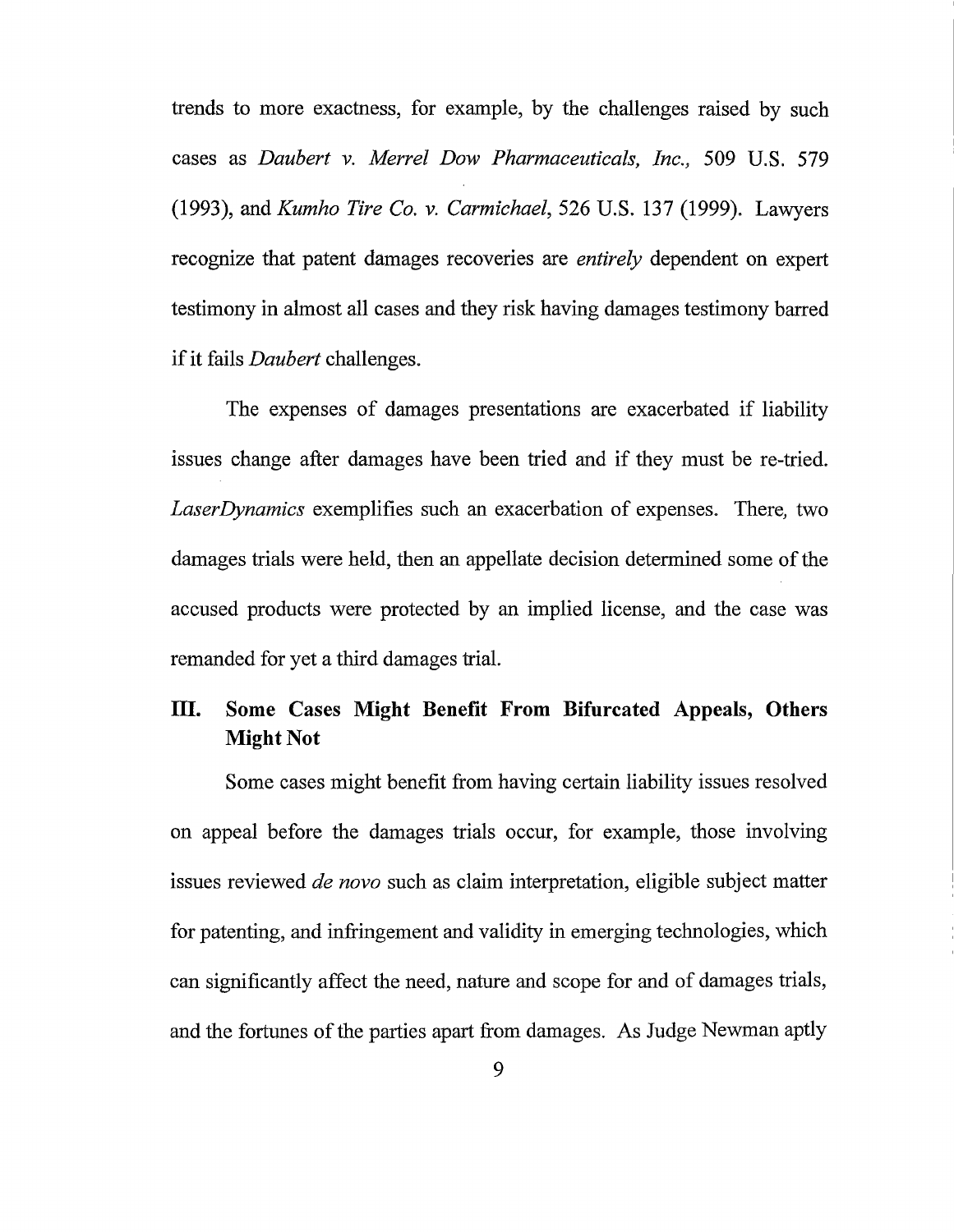trends to more exactness, for example, by the challenges raised by such cases as *Daubert v. Merrel Dow Pharmaceuticals, Inc.*, 509 U.S. 579 (1993), and *Kumho Tire Co. v. Carmichael*, 526 U.S. 137 (1999). Lawyers recognize that patent damages recoveries are *entirely* dependent on expert testimony in almost all cases and they risk having damages testimony barred if it fails *Daubert* challenges.

The expenses of damages presentations are exacerbated if liability issues change after damages have been tried and if they must be re-tried. *LaserDynamics* exemplifies such an exacerbation of expenses. There, two damages trials were held, then an appellate decision determined some of the accused products were protected by an implied license, and the case was remanded for yet a third damages trial.

## III. Some Cases Might Benefit From Bifurcated Appeals, Others Might Not

Some cases might benefit from having certain liability issues resolved on appeal before the damages trials occur, for example, those involving issues reviewed *de novo* such as claim interpretation, eligible subject matter for patenting, and infringement and validity in emerging technologies, which can significantly affect the need, nature and scope for and of damages trials, and the fortunes of the parties apart from damages. As Judge Newman aptly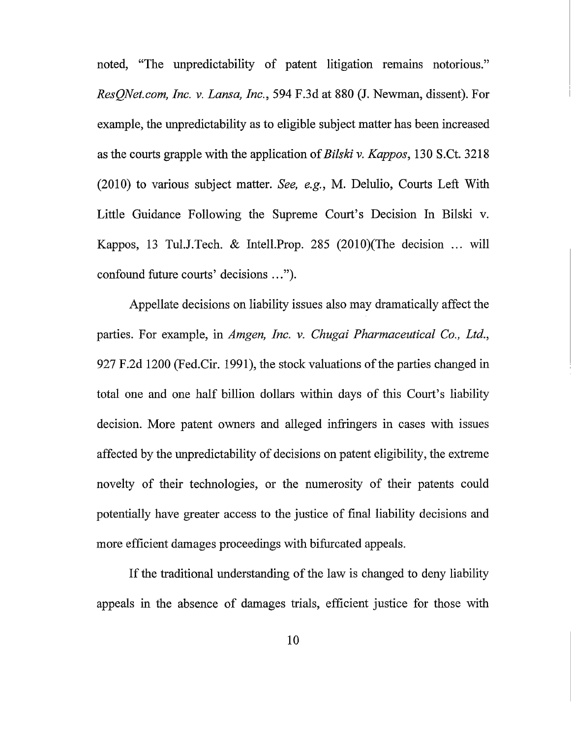noted, "The unpredictability of patent litigation remains notorious." *ResQNet.com, Inc. v. Lansa, Inc.*, 594 F.3d at 880 (J. Newman, dissent). For example, the unpredictability as to eligible subject matter has been increased as the courts grapple with the application of *Bilski v. Kappos*, 130 S.Ct. 3218 (2010) to various subject matter. *See, e.g.*, M. Delulio, Courts Left With Little Guidance Following the Supreme Court's Decision In Bilski v. Kappos, 13 Tul.J.Tech. & Intell.Prop. 285 (2010)(The decision … will confound future courts' decisions …").

Appellate decisions on liability issues also may dramatically affect the parties. For example, in *Amgen, Inc. v. Chugai Pharmaceutical Co., Ltd.*, 927 F.2d 1200 (Fed.Cir. 1991), the stock valuations of the parties changed in total one and one half billion dollars within days of this Court's liability decision. More patent owners and alleged infringers in cases with issues affected by the unpredictability of decisions on patent eligibility, the extreme novelty of their technologies, or the numerosity of their patents could potentially have greater access to the justice of final liability decisions and more efficient damages proceedings with bifurcated appeals.

If the traditional understanding of the law is changed to deny liability appeals in the absence of damages trials, efficient justice for those with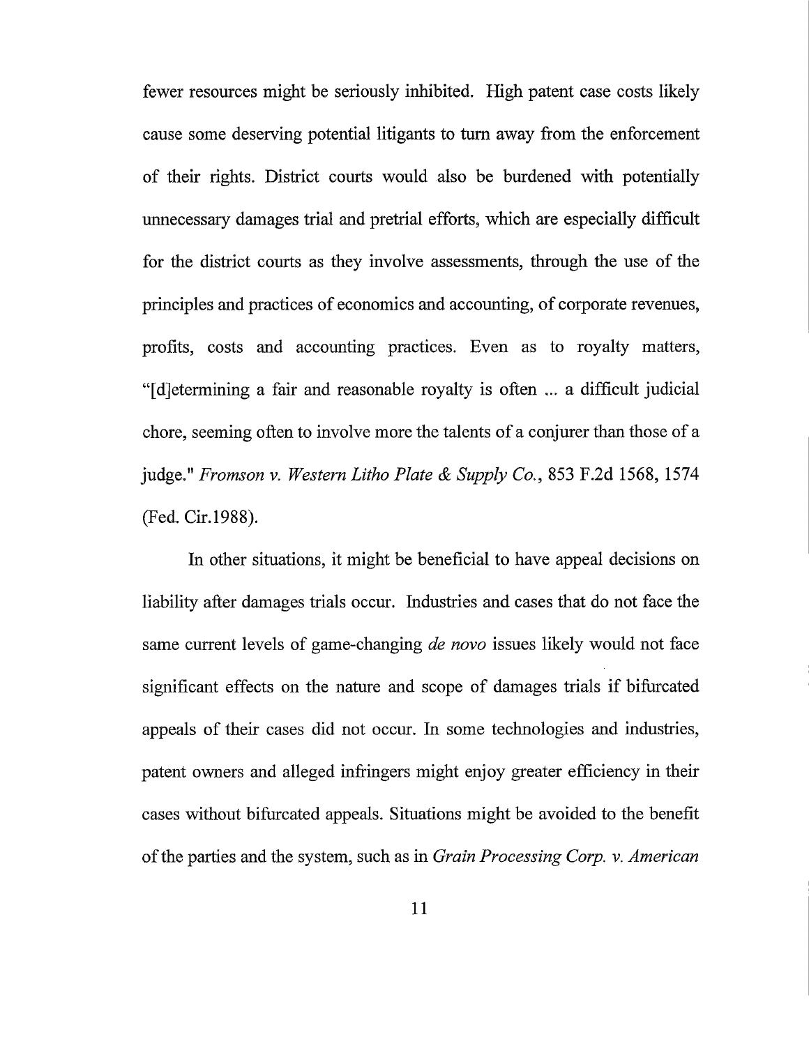fewer resources might be seriously inhibited. High patent case costs likely cause some deserving potential litigants to turn away from the enforcement of their rights. District courts would also be burdened with potentially unnecessary damages trial and pretrial efforts, which are especially difficult for the district courts as they involve assessments, through the use of the principles and practices of economics and accounting, of corporate revenues, profits, costs and accounting practices. Even as to royalty matters, "[d]etermining a fair and reasonable royalty is often ... a difficult judicial chore, seeming often to involve more the talents of a conjurer than those of a judge." *Fromson v. Western Litho Plate & Supply Co.*, 853 F.2d 1568, 1574 (Fed. Cir.1988).

In other situations, it might be beneficial to have appeal decisions on liability after damages trials occur. Industries and cases that do not face the same current levels of game-changing *de novo* issues likely would not face significant effects on the nature and scope of damages trials if bifurcated appeals of their cases did not occur. In some technologies and industries, patent owners and alleged infringers might enjoy greater efficiency in their cases without bifurcated appeals. Situations might be avoided to the benefit of the parties and the system, such as in *Grain Processing Corp. v. American*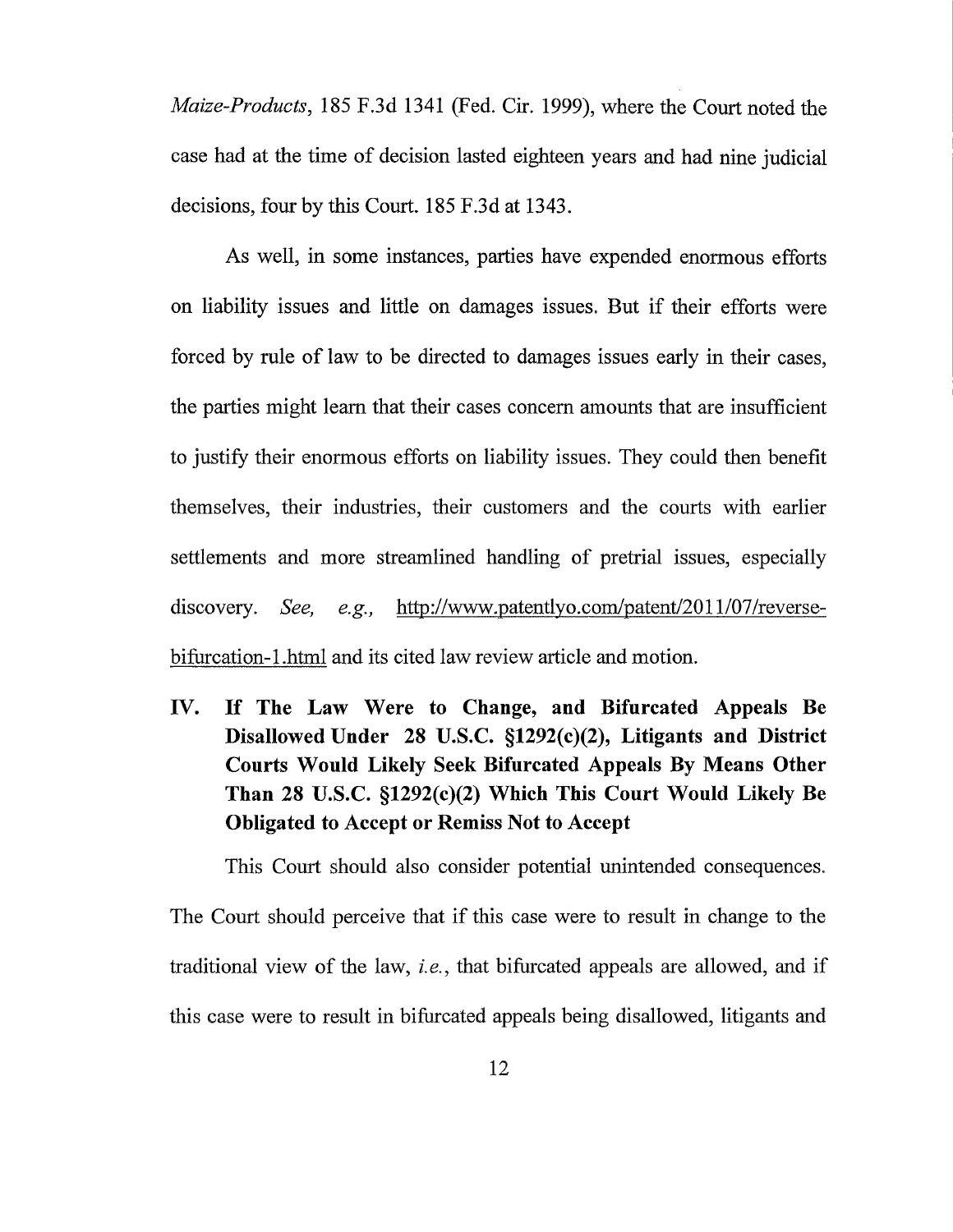*Maize-Products*, 185 F.3d 1341 (Fed. Cir. 1999), where the Court noted the case had at the time of decision lasted eighteen years and had nine judicial decisions, four by this Court. 185 F.3d at 1343.

As well, in some instances, parties have expended enormous efforts on liability issues and little on damages issues. But if their efforts were forced by rule of law to be directed to damages issues early in their cases, the parties might learn that their cases concern amounts that are insufficient to justify their enormous efforts on liability issues. They could then benefit themselves, their industries, their customers and the courts with earlier settlements and more streamlined handling of pretrial issues, especially discovery. *See, e.g.,* http://www.patentlyo.com/patent/2011/07/reverse-bifurcation-1.html and its cited law review article and motion.

## IV. If The Law Were to Change, and Bifurcated Appeals Be Disallowed Under 28 U.S.C. §1292(c)(2), Litigants and District Courts Would Likely Seek Bifurcated Appeals By Means Other Than 28 U.S.C. §1292(c)(2) Which This Court Would Likely Be Obligated to Accept or Remiss Not to Accept

This Court should also consider potential unintended consequences. The Court should perceive that if this case were to result in change to the traditional view of the law, *i.e.*, that bifurcated appeals are allowed, and if this case were to result in bifurcated appeals being disallowed, litigants and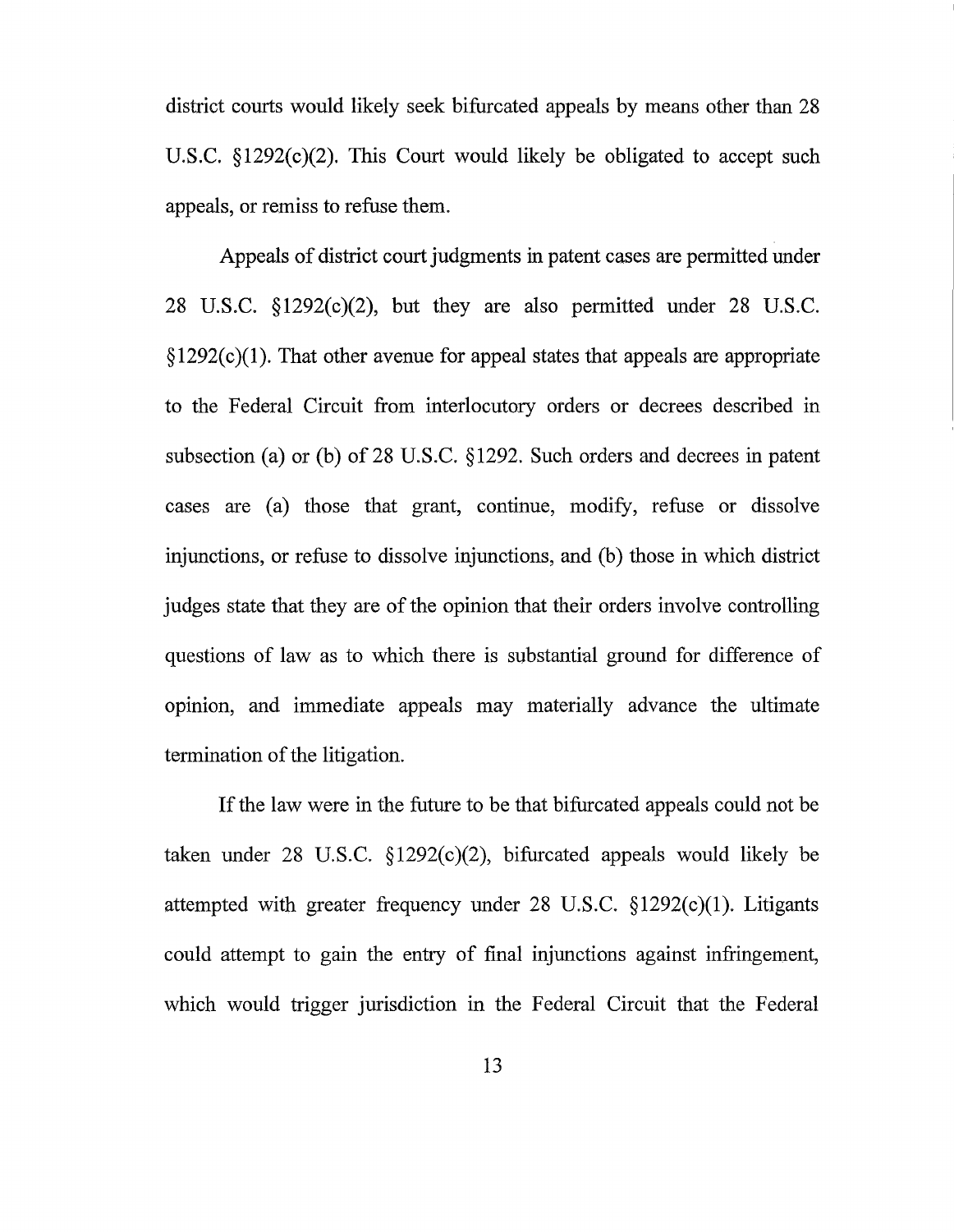district courts would likely seek bifurcated appeals by means other than 28 U.S.C. §1292(c)(2). This Court would likely be obligated to accept such appeals, or remiss to refuse them.

Appeals of district court judgments in patent cases are permitted under 28 U.S.C. §1292(c)(2), but they are also permitted under 28 U.S.C. §1292(c)(1). That other avenue for appeal states that appeals are appropriate to the Federal Circuit from interlocutory orders or decrees described in subsection (a) or (b) of 28 U.S.C. §1292. Such orders and decrees in patent cases are (a) those that grant, continue, modify, refuse or dissolve injunctions, or refuse to dissolve injunctions, and (b) those in which district judges state that they are of the opinion that their orders involve controlling questions of law as to which there is substantial ground for difference of opinion, and immediate appeals may materially advance the ultimate termination of the litigation.

If the law were in the future to be that bifurcated appeals could not be taken under 28 U.S.C. §1292(c)(2), bifurcated appeals would likely be attempted with greater frequency under 28 U.S.C. §1292(c)(1). Litigants could attempt to gain the entry of final injunctions against infringement, which would trigger jurisdiction in the Federal Circuit that the Federal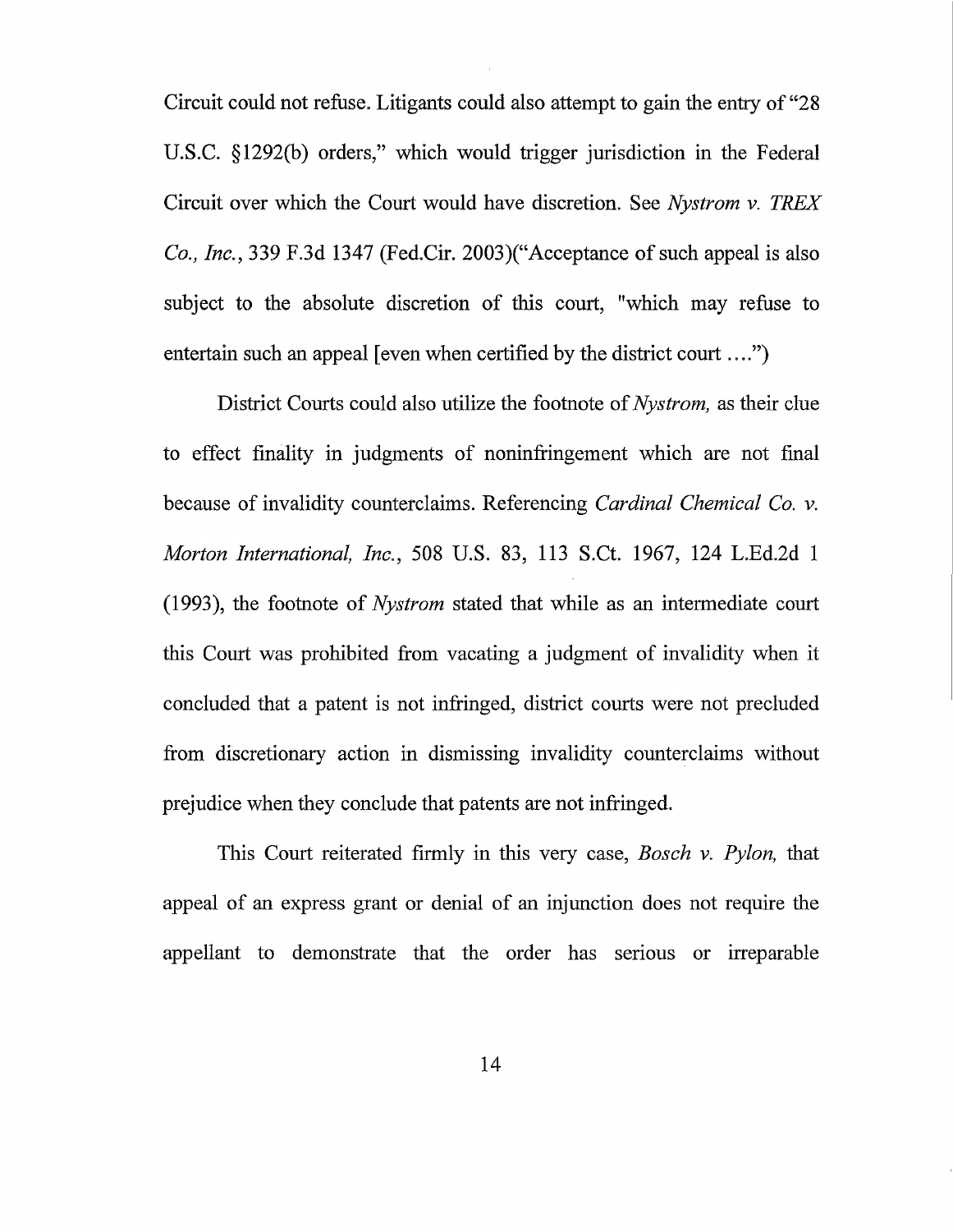Circuit could not refuse. Litigants could also attempt to gain the entry of "28 U.S.C. §1292(b) orders," which would trigger jurisdiction in the Federal Circuit over which the Court would have discretion. See *Nystrom v. TREX Co., Inc.*, 339 F.3d 1347 (Fed.Cir. 2003)("Acceptance of such appeal is also subject to the absolute discretion of this court, "which may refuse to entertain such an appeal [even when certified by the district court ....")

District Courts could also utilize the footnote of *Nystrom,* as their clue to effect finality in judgments of noninfringement which are not final because of invalidity counterclaims. Referencing *Cardinal Chemical Co. v. Morton International, Inc.*, 508 U.S. 83, 113 S.Ct. 1967, 124 L.Ed.2d 1 (1993), the footnote of *Nystrom* stated that while as an intermediate court this Court was prohibited from vacating a judgment of invalidity when it concluded that a patent is not infringed, district courts were not precluded from discretionary action in dismissing invalidity counterclaims without prejudice when they conclude that patents are not infringed.

This Court reiterated firmly in this very case, *Bosch v. Pylon,* that appeal of an express grant or denial of an injunction does not require the appellant to demonstrate that the order has serious or irreparable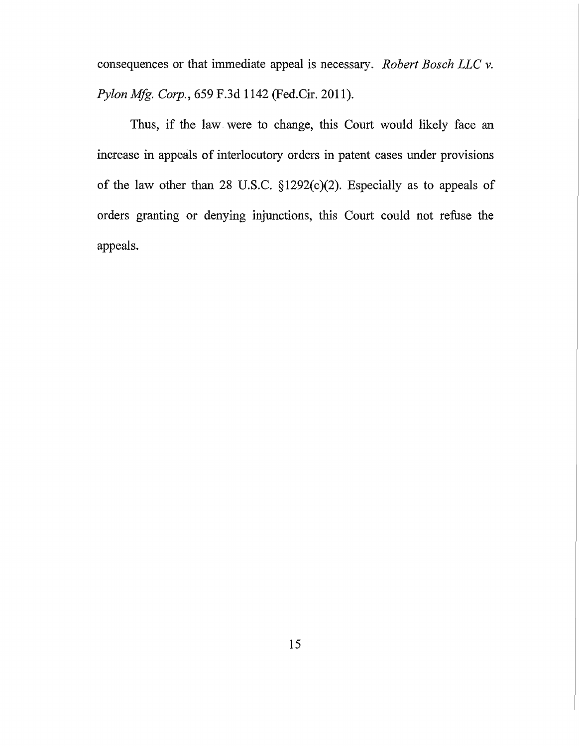consequences or that immediate appeal is necessary. *Robert Bosch LLC v. Pylon Mfg. Corp.*, 659 F.3d 1142 (Fed.Cir. 2011).

Thus, if the law were to change, this Court would likely face an increase in appeals of interlocutory orders in patent cases under provisions of the law other than 28 U.S.C. §1292(c)(2). Especially as to appeals of orders granting or denying injunctions, this Court could not refuse the appeals.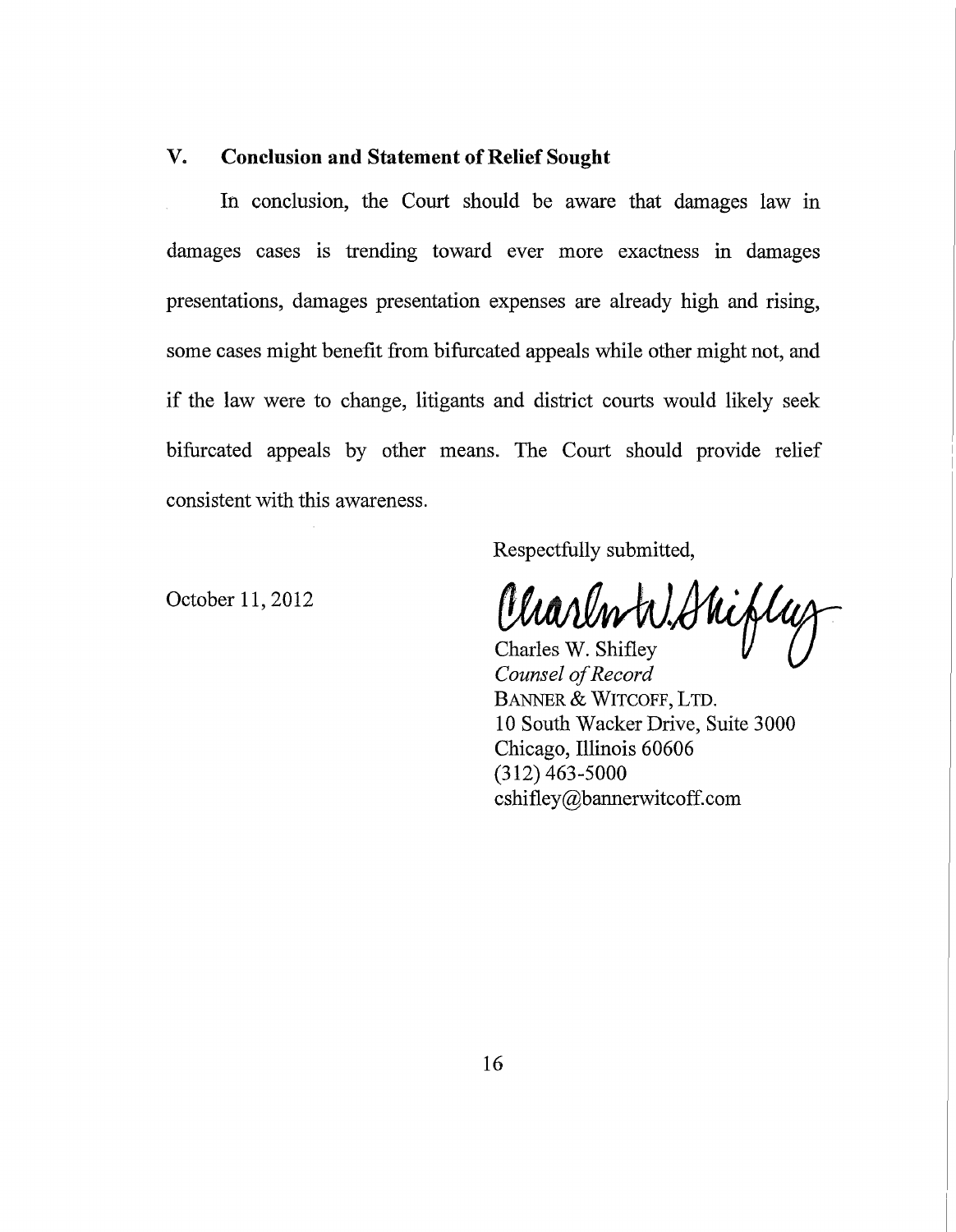## V. Conclusion and Statement of Relief Sought

In conclusion, the Court should be aware that damages law in damages cases is trending toward ever more exactness in damages presentations, damages presentation expenses are already high and rising, some cases might benefit from bifurcated appeals while other might not, and if the law were to change, litigants and district courts would likely seek bifurcated appeals by other means. The Court should provide relief consistent with this awareness.

Respectfully submitted,

October 11, 2012

Charles W. Shifley
*Counsel of Record*
BANNER & WITCOFF, LTD.
10 South Wacker Drive, Suite 3000
Chicago, Illinois 60606
(312) 463-5000
cshifley@bannerwitcoff.com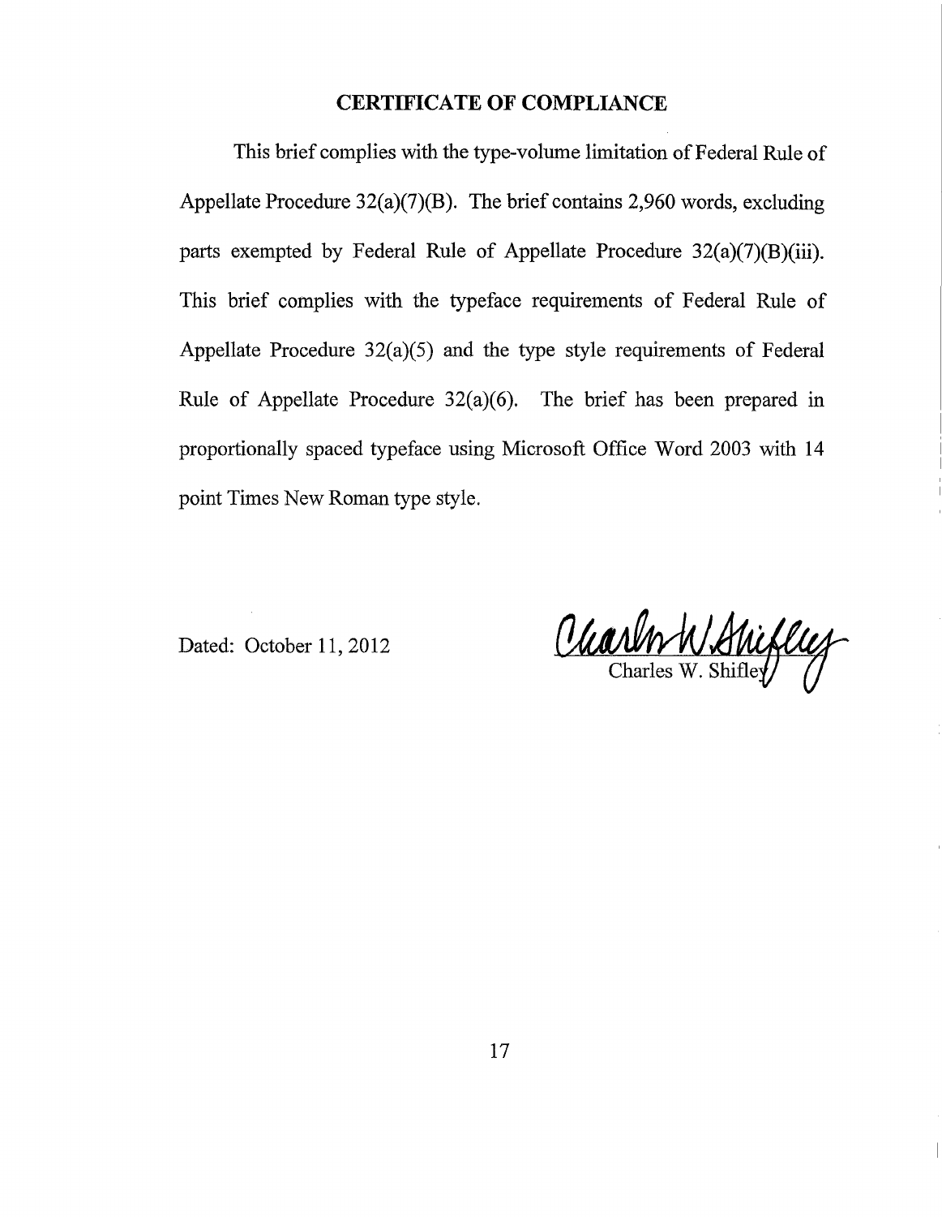## CERTIFICATE OF COMPLIANCE

This brief complies with the type-volume limitation of Federal Rule of Appellate Procedure 32(a)(7)(B). The brief contains 2,960 words, excluding parts exempted by Federal Rule of Appellate Procedure 32(a)(7)(B)(iii). This brief complies with the typeface requirements of Federal Rule of Appellate Procedure 32(a)(5) and the type style requirements of Federal Rule of Appellate Procedure 32(a)(6). The brief has been prepared in proportionally spaced typeface using Microsoft Office Word 2003 with 14 point Times New Roman type style.

Dated: October 11, 2012

Charles W. Shifley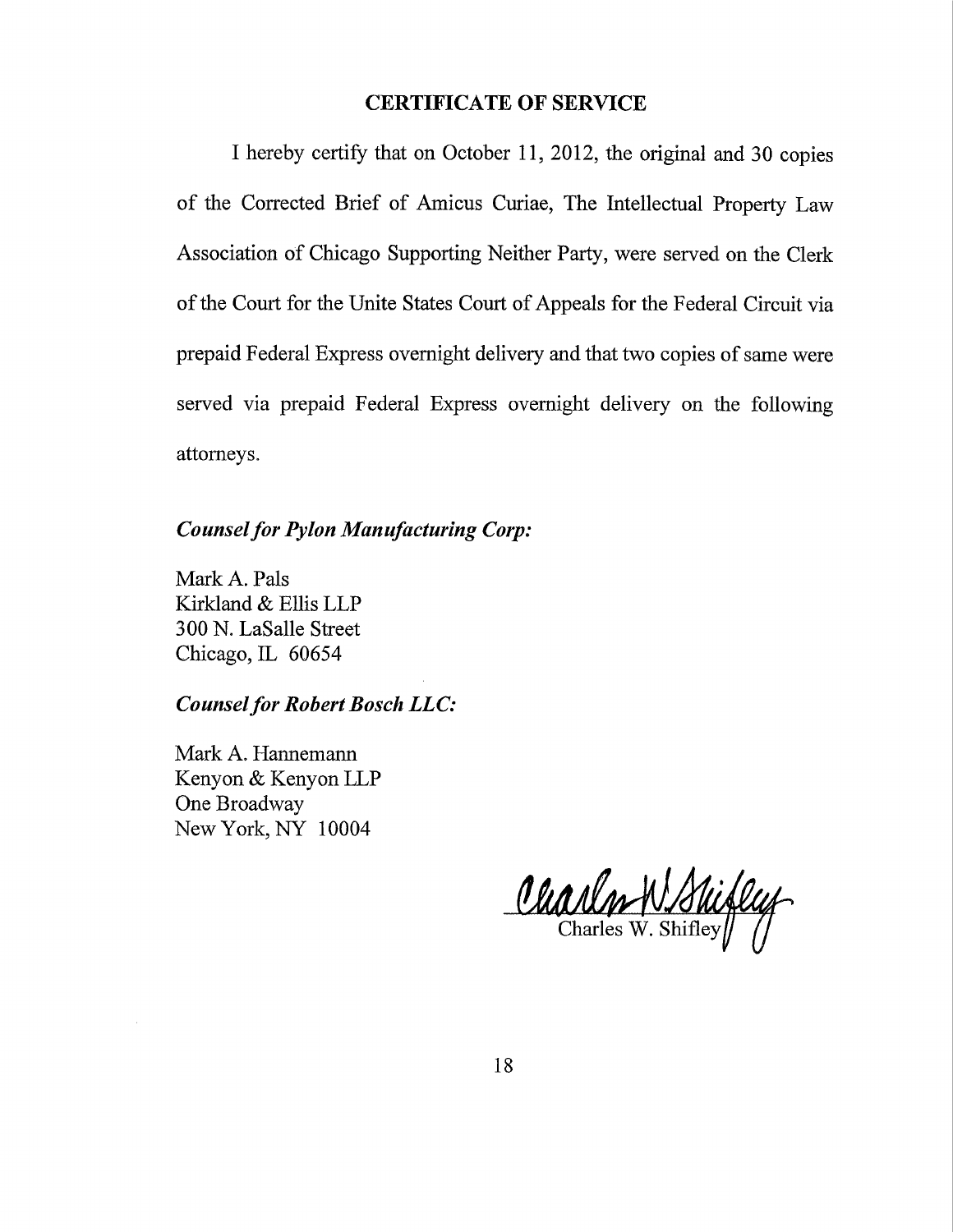## CERTIFICATE OF SERVICE

I hereby certify that on October 11, 2012, the original and 30 copies of the Corrected Brief of Amicus Curiae, The Intellectual Property Law Association of Chicago Supporting Neither Party, were served on the Clerk of the Court for the Unite States Court of Appeals for the Federal Circuit via prepaid Federal Express overnight delivery and that two copies of same were served via prepaid Federal Express overnight delivery on the following attorneys.

***Counsel for Pylon Manufacturing Corp:***

Mark A. Pals
Kirkland & Ellis LLP
300 N. LaSalle Street
Chicago, IL 60654

***Counsel for Robert Bosch LLC:***

Mark A. Hannemann
Kenyon & Kenyon LLP
One Broadway
New York, NY 10004

Charles W. Shifley